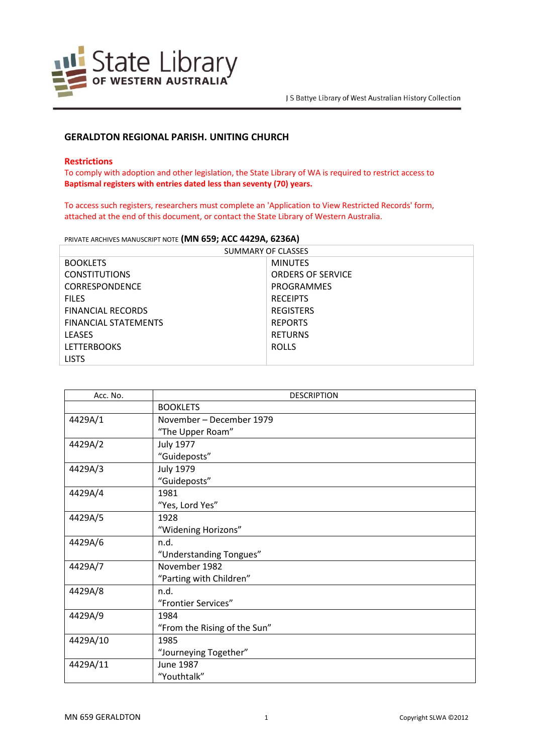State Library OF WESTERN AUSTRALIA

J S Battye Library of West Australian History Collection

## GERALDTON REGIONAL PARISH. UNITING CHURCH

**Restrictions**

To comply with adoption and other legislation, the State Library of WA is required to restrict access to **Baptismal registers with entries dated less than seventy (70) years.**

To access such registers, researchers must complete an 'Application to View Restricted Records' form, attached at the end of this document, or contact the State Library of Western Australia.

PRIVATE ARCHIVES MANUSCRIPT NOTE **(MN 659; ACC 4429A, 6236A)**

| SUMMARY OF CLASSES | |
|---|---|
| BOOKLETS | MINUTES |
| CONSTITUTIONS | ORDERS OF SERVICE |
| CORRESPONDENCE | PROGRAMMES |
| FILES | RECEIPTS |
| FINANCIAL RECORDS | REGISTERS |
| FINANCIAL STATEMENTS | REPORTS |
| LEASES | RETURNS |
| LETTERBOOKS | ROLLS |
| LISTS | |

| Acc. No. | DESCRIPTION |
|---|---|
| | BOOKLETS |
| 4429A/1 | November – December 1979<br>"The Upper Roam" |
| 4429A/2 | July 1977<br>"Guideposts" |
| 4429A/3 | July 1979<br>"Guideposts" |
| 4429A/4 | 1981<br>"Yes, Lord Yes" |
| 4429A/5 | 1928<br>"Widening Horizons" |
| 4429A/6 | n.d.<br>"Understanding Tongues" |
| 4429A/7 | November 1982<br>"Parting with Children" |
| 4429A/8 | n.d.<br>"Frontier Services" |
| 4429A/9 | 1984<br>"From the Rising of the Sun" |
| 4429A/10 | 1985<br>"Journeying Together" |
| 4429A/11 | June 1987<br>"Youthtalk" |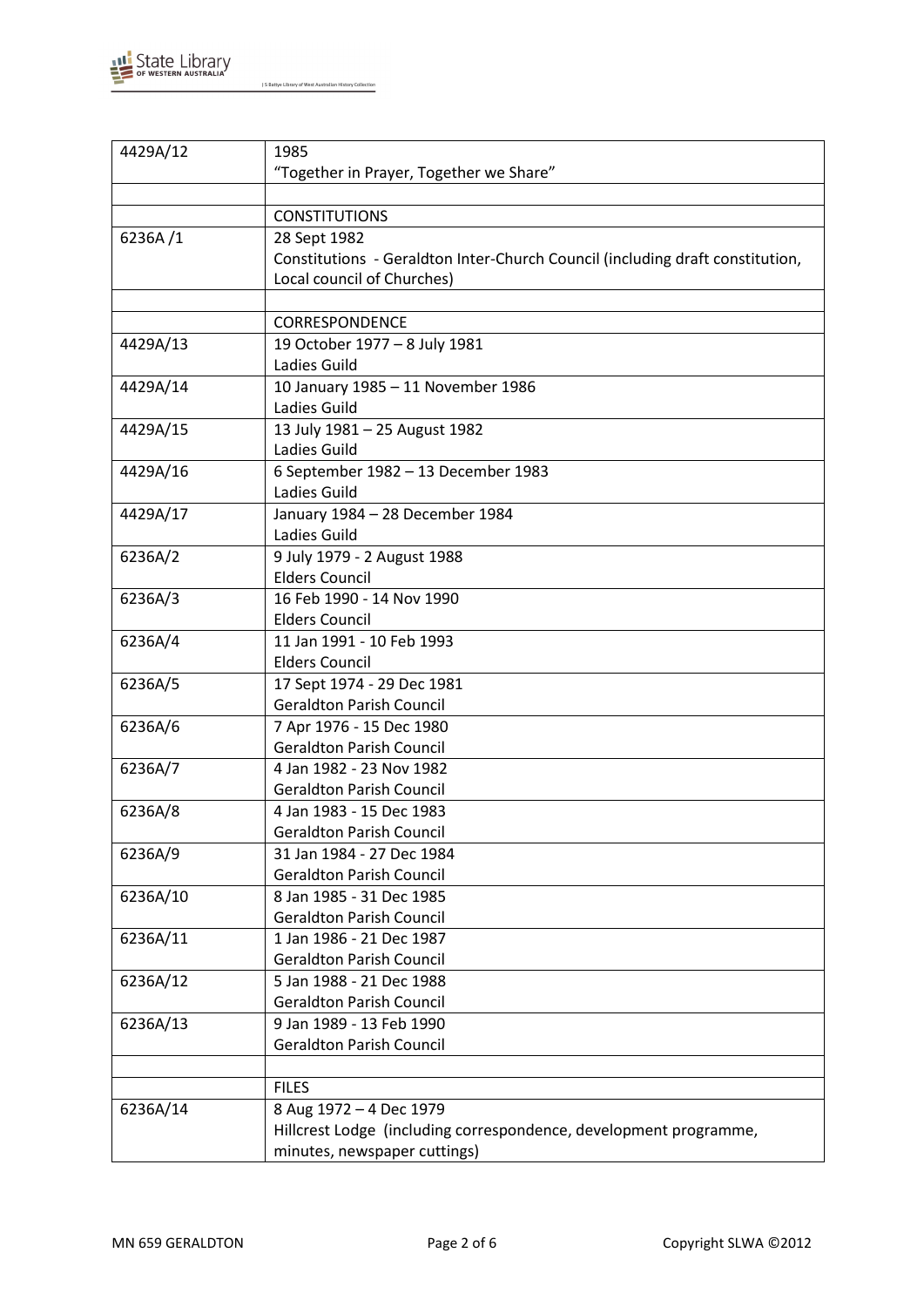| | |
|---|---|
| 4429A/12 | 1985<br>"Together in Prayer, Together we Share" |
| | |
| | CONSTITUTIONS |
| 6236A /1 | 28 Sept 1982<br>Constitutions - Geraldton Inter-Church Council (including draft constitution, Local council of Churches) |
| | |
| | CORRESPONDENCE |
| 4429A/13 | 19 October 1977 – 8 July 1981<br>Ladies Guild |
| 4429A/14 | 10 January 1985 – 11 November 1986<br>Ladies Guild |
| 4429A/15 | 13 July 1981 – 25 August 1982<br>Ladies Guild |
| 4429A/16 | 6 September 1982 – 13 December 1983<br>Ladies Guild |
| 4429A/17 | January 1984 – 28 December 1984<br>Ladies Guild |
| 6236A/2 | 9 July 1979 - 2 August 1988<br>Elders Council |
| 6236A/3 | 16 Feb 1990 - 14 Nov 1990<br>Elders Council |
| 6236A/4 | 11 Jan 1991 - 10 Feb 1993<br>Elders Council |
| 6236A/5 | 17 Sept 1974 - 29 Dec 1981<br>Geraldton Parish Council |
| 6236A/6 | 7 Apr 1976 - 15 Dec 1980<br>Geraldton Parish Council |
| 6236A/7 | 4 Jan 1982 - 23 Nov 1982<br>Geraldton Parish Council |
| 6236A/8 | 4 Jan 1983 - 15 Dec 1983<br>Geraldton Parish Council |
| 6236A/9 | 31 Jan 1984 - 27 Dec 1984<br>Geraldton Parish Council |
| 6236A/10 | 8 Jan 1985 - 31 Dec 1985<br>Geraldton Parish Council |
| 6236A/11 | 1 Jan 1986 - 21 Dec 1987<br>Geraldton Parish Council |
| 6236A/12 | 5 Jan 1988 - 21 Dec 1988<br>Geraldton Parish Council |
| 6236A/13 | 9 Jan 1989 - 13 Feb 1990<br>Geraldton Parish Council |
| | |
| | FILES |
| 6236A/14 | 8 Aug 1972 – 4 Dec 1979<br>Hillcrest Lodge (including correspondence, development programme, minutes, newspaper cuttings) |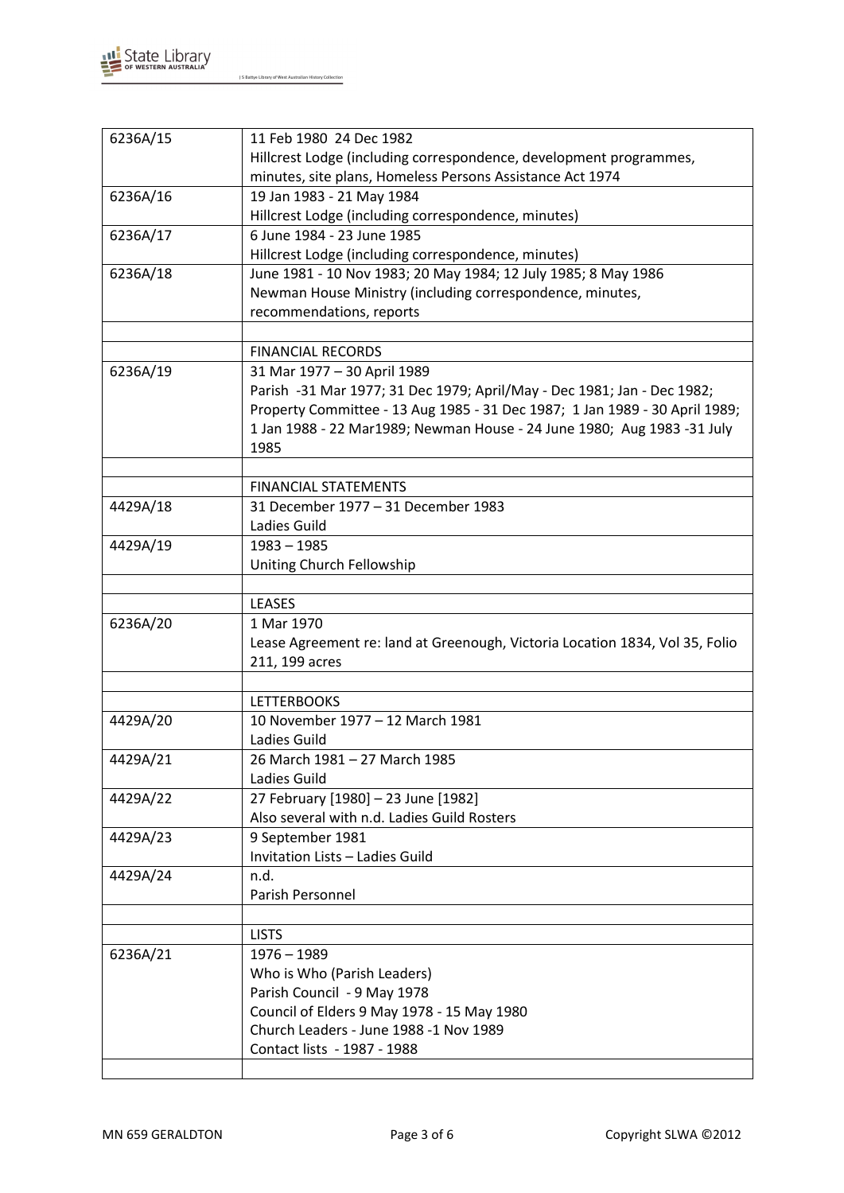| | |
|---|---|
| 6236A/15 | 11 Feb 1980 24 Dec 1982<br>Hillcrest Lodge (including correspondence, development programmes, minutes, site plans, Homeless Persons Assistance Act 1974 |
| 6236A/16 | 19 Jan 1983 - 21 May 1984<br>Hillcrest Lodge (including correspondence, minutes) |
| 6236A/17 | 6 June 1984 - 23 June 1985<br>Hillcrest Lodge (including correspondence, minutes) |
| 6236A/18 | June 1981 - 10 Nov 1983; 20 May 1984; 12 July 1985; 8 May 1986<br>Newman House Ministry (including correspondence, minutes, recommendations, reports |
| | |
| | FINANCIAL RECORDS |
| 6236A/19 | 31 Mar 1977 – 30 April 1989<br>Parish -31 Mar 1977; 31 Dec 1979; April/May - Dec 1981; Jan - Dec 1982; Property Committee - 13 Aug 1985 - 31 Dec 1987; 1 Jan 1989 - 30 April 1989; 1 Jan 1988 - 22 Mar1989; Newman House - 24 June 1980; Aug 1983 -31 July 1985 |
| | |
| | FINANCIAL STATEMENTS |
| 4429A/18 | 31 December 1977 – 31 December 1983<br>Ladies Guild |
| 4429A/19 | 1983 – 1985<br>Uniting Church Fellowship |
| | |
| | LEASES |
| 6236A/20 | 1 Mar 1970<br>Lease Agreement re: land at Greenough, Victoria Location 1834, Vol 35, Folio 211, 199 acres |
| | |
| | LETTERBOOKS |
| 4429A/20 | 10 November 1977 – 12 March 1981<br>Ladies Guild |
| 4429A/21 | 26 March 1981 – 27 March 1985<br>Ladies Guild |
| 4429A/22 | 27 February [1980] – 23 June [1982]<br>Also several with n.d. Ladies Guild Rosters |
| 4429A/23 | 9 September 1981<br>Invitation Lists – Ladies Guild |
| 4429A/24 | n.d.<br>Parish Personnel |
| | |
| | LISTS |
| 6236A/21 | 1976 – 1989<br>Who is Who (Parish Leaders)<br>Parish Council - 9 May 1978<br>Council of Elders 9 May 1978 - 15 May 1980<br>Church Leaders - June 1988 -1 Nov 1989<br>Contact lists - 1987 - 1988 |
| | |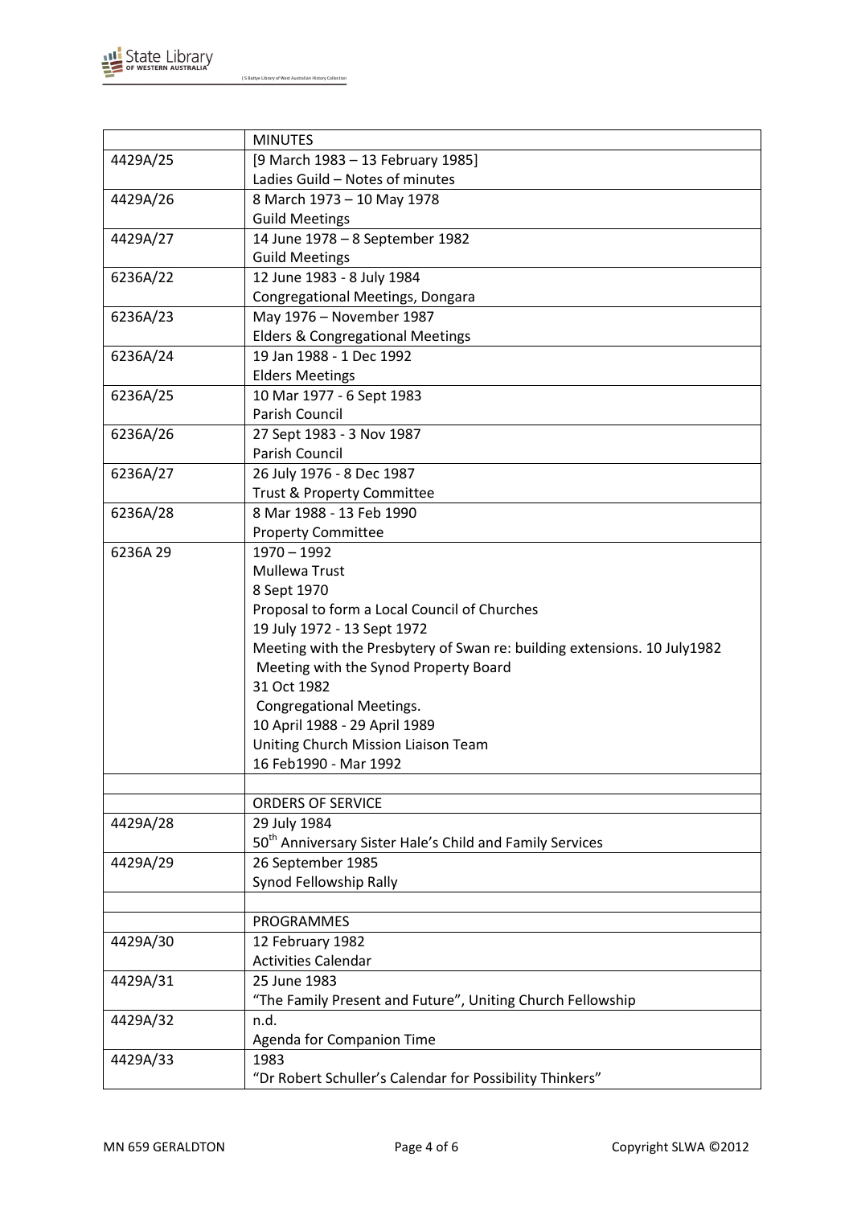| | MINUTES |
|---|---|
| 4429A/25 | [9 March 1983 – 13 February 1985]<br>Ladies Guild – Notes of minutes |
| 4429A/26 | 8 March 1973 – 10 May 1978<br>Guild Meetings |
| 4429A/27 | 14 June 1978 – 8 September 1982<br>Guild Meetings |
| 6236A/22 | 12 June 1983 - 8 July 1984<br>Congregational Meetings, Dongara |
| 6236A/23 | May 1976 – November 1987<br>Elders & Congregational Meetings |
| 6236A/24 | 19 Jan 1988 - 1 Dec 1992<br>Elders Meetings |
| 6236A/25 | 10 Mar 1977 - 6 Sept 1983<br>Parish Council |
| 6236A/26 | 27 Sept 1983 - 3 Nov 1987<br>Parish Council |
| 6236A/27 | 26 July 1976 - 8 Dec 1987<br>Trust & Property Committee |
| 6236A/28 | 8 Mar 1988 - 13 Feb 1990<br>Property Committee |
| 6236A 29 | 1970 – 1992<br>Mullewa Trust<br>8 Sept 1970<br>Proposal to form a Local Council of Churches<br>19 July 1972 - 13 Sept 1972<br>Meeting with the Presbytery of Swan re: building extensions. 10 July1982<br>Meeting with the Synod Property Board<br>31 Oct 1982<br>Congregational Meetings.<br>10 April 1988 - 29 April 1989<br>Uniting Church Mission Liaison Team<br>16 Feb1990 - Mar 1992 |
| | |
| | ORDERS OF SERVICE |
| 4429A/28 | 29 July 1984<br>50th Anniversary Sister Hale's Child and Family Services |
| 4429A/29 | 26 September 1985<br>Synod Fellowship Rally |
| | |
| | PROGRAMMES |
| 4429A/30 | 12 February 1982<br>Activities Calendar |
| 4429A/31 | 25 June 1983<br>"The Family Present and Future", Uniting Church Fellowship |
| 4429A/32 | n.d.<br>Agenda for Companion Time |
| 4429A/33 | 1983<br>"Dr Robert Schuller's Calendar for Possibility Thinkers" |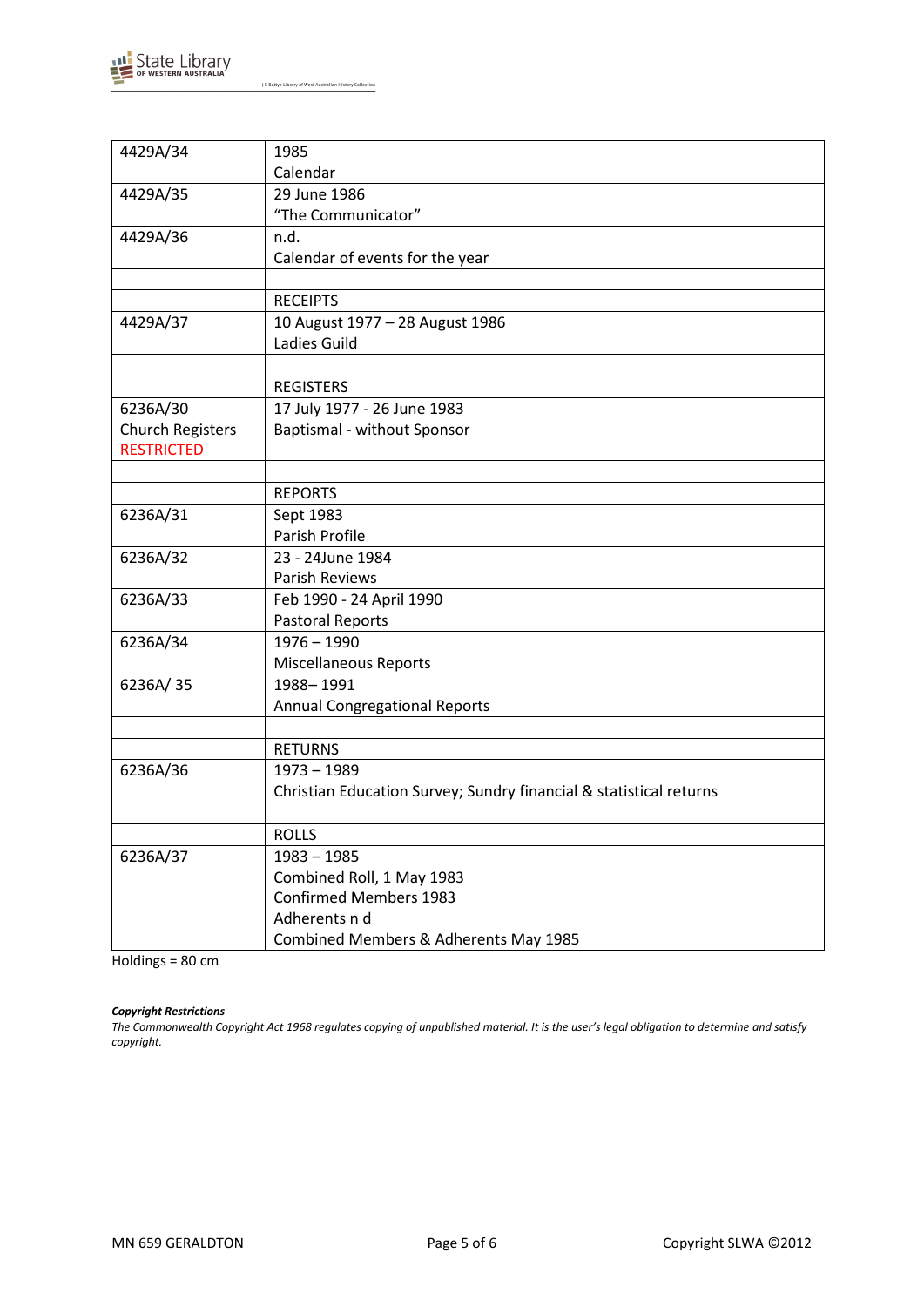| | |
|---|---|
| 4429A/34 | 1985<br>Calendar |
| 4429A/35 | 29 June 1986<br>"The Communicator" |
| 4429A/36 | n.d.<br>Calendar of events for the year |
| | |
| | RECEIPTS |
| 4429A/37 | 10 August 1977 – 28 August 1986<br>Ladies Guild |
| | |
| | REGISTERS |
| 6236A/30<br>Church Registers<br>RESTRICTED | 17 July 1977 - 26 June 1983<br>Baptismal - without Sponsor |
| | |
| | REPORTS |
| 6236A/31 | Sept 1983<br>Parish Profile |
| 6236A/32 | 23 - 24June 1984<br>Parish Reviews |
| 6236A/33 | Feb 1990 - 24 April 1990<br>Pastoral Reports |
| 6236A/34 | 1976 – 1990<br>Miscellaneous Reports |
| 6236A/ 35 | 1988– 1991<br>Annual Congregational Reports |
| | |
| | RETURNS |
| 6236A/36 | 1973 – 1989<br>Christian Education Survey; Sundry financial & statistical returns |
| | |
| | ROLLS |
| 6236A/37 | 1983 – 1985<br>Combined Roll, 1 May 1983<br>Confirmed Members 1983<br>Adherents n d<br>Combined Members & Adherents May 1985 |

Holdings = 80 cm

***Copyright Restrictions***

*The Commonwealth Copyright Act 1968 regulates copying of unpublished material. It is the user's legal obligation to determine and satisfy copyright.*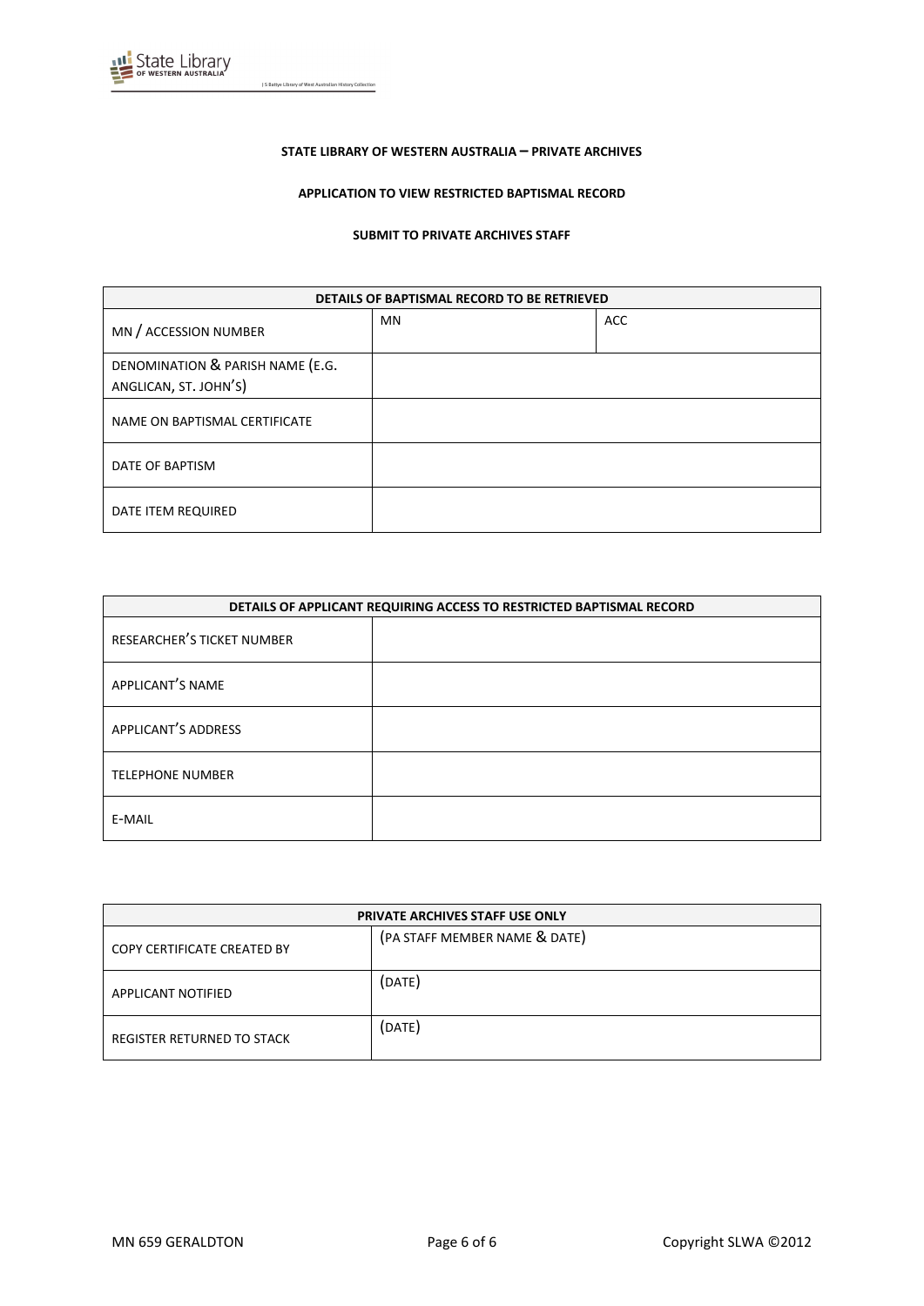**STATE LIBRARY OF WESTERN AUSTRALIA – PRIVATE ARCHIVES**

**APPLICATION TO VIEW RESTRICTED BAPTISMAL RECORD**

**SUBMIT TO PRIVATE ARCHIVES STAFF**

| DETAILS OF BAPTISMAL RECORD TO BE RETRIEVED | | |
|---|---|---|
| MN / ACCESSION NUMBER | MN | ACC |
| DENOMINATION & PARISH NAME (E.G. ANGLICAN, ST. JOHN'S) | | |
| NAME ON BAPTISMAL CERTIFICATE | | |
| DATE OF BAPTISM | | |
| DATE ITEM REQUIRED | | |

| DETAILS OF APPLICANT REQUIRING ACCESS TO RESTRICTED BAPTISMAL RECORD | |
|---|---|
| RESEARCHER'S TICKET NUMBER | |
| APPLICANT'S NAME | |
| APPLICANT'S ADDRESS | |
| TELEPHONE NUMBER | |
| E-MAIL | |

| PRIVATE ARCHIVES STAFF USE ONLY | |
|---|---|
| COPY CERTIFICATE CREATED BY | (PA STAFF MEMBER NAME & DATE) |
| APPLICANT NOTIFIED | (DATE) |
| REGISTER RETURNED TO STACK | (DATE) |